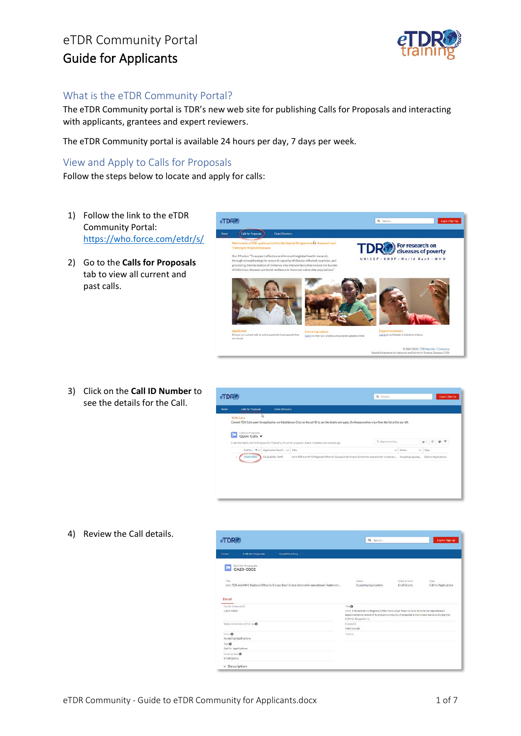# eTDR Community Portal
# Guide for Applicants

## What is the eTDR Community Portal?

The eTDR Community portal is TDR's new web site for publishing Calls for Proposals and interacting with applicants, grantees and expert reviewers.

The eTDR Community portal is available 24 hours per day, 7 days per week.

## View and Apply to Calls for Proposals

Follow the steps below to locate and apply for calls:

1) Follow the link to the eTDR Community Portal: https://who.force.com/etdr/s/

2) Go to the **Calls for Proposals** tab to view all current and past calls.

3) Click on the **Call ID Number** to see the details for the Call.

4) Review the Call details.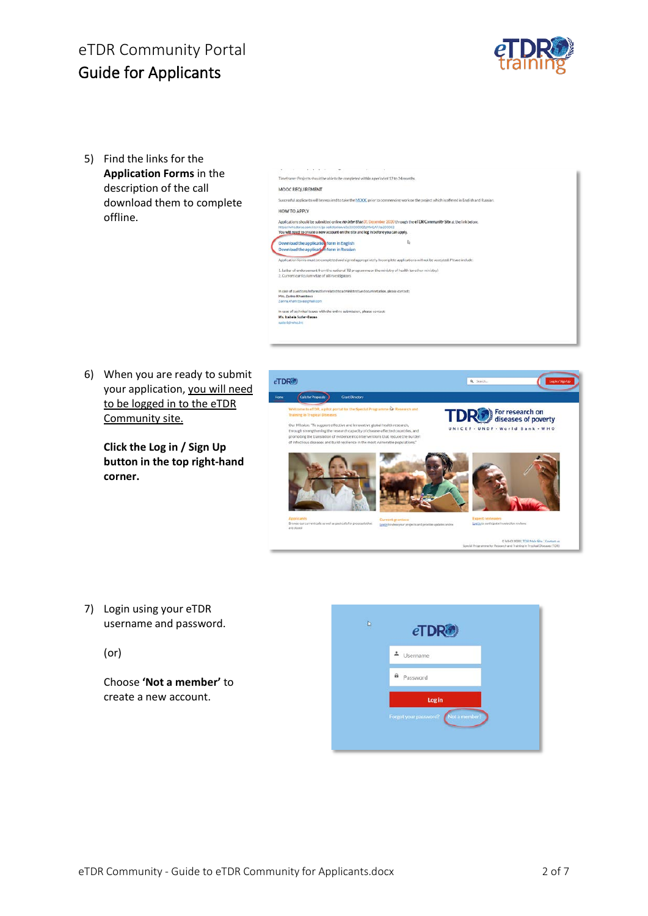5) Find the links for the **Application Forms** in the description of the call download them to complete offline.

6) When you are ready to submit your application, you will need to be logged in to the eTDR Community site.

   **Click the Log in / Sign Up button in the top right-hand corner.**

7) Login using your eTDR username and password.

   (or)

   Choose **'Not a member'** to create a new account.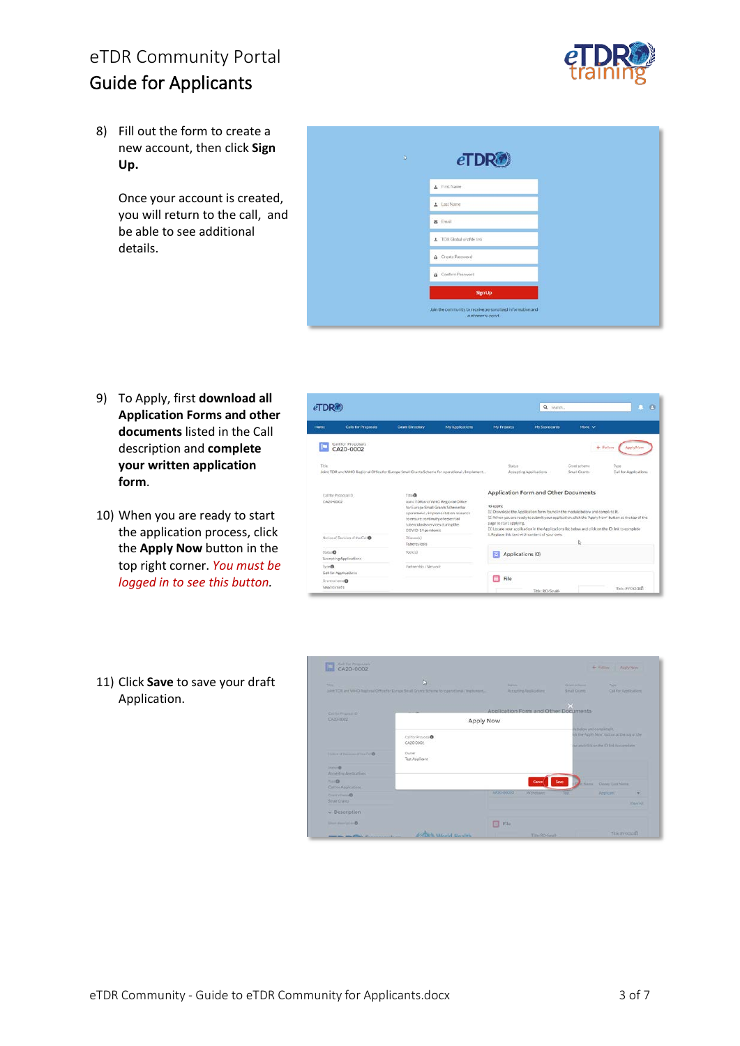8) Fill out the form to create a new account, then click **Sign Up.**

   Once your account is created, you will return to the call, and be able to see additional details.

9) To Apply, first **download all Application Forms and other documents** listed in the Call description and **complete your written application form**.

10) When you are ready to start the application process, click the **Apply Now** button in the top right corner. *You must be logged in to see this button.*

11) Click **Save** to save your draft Application.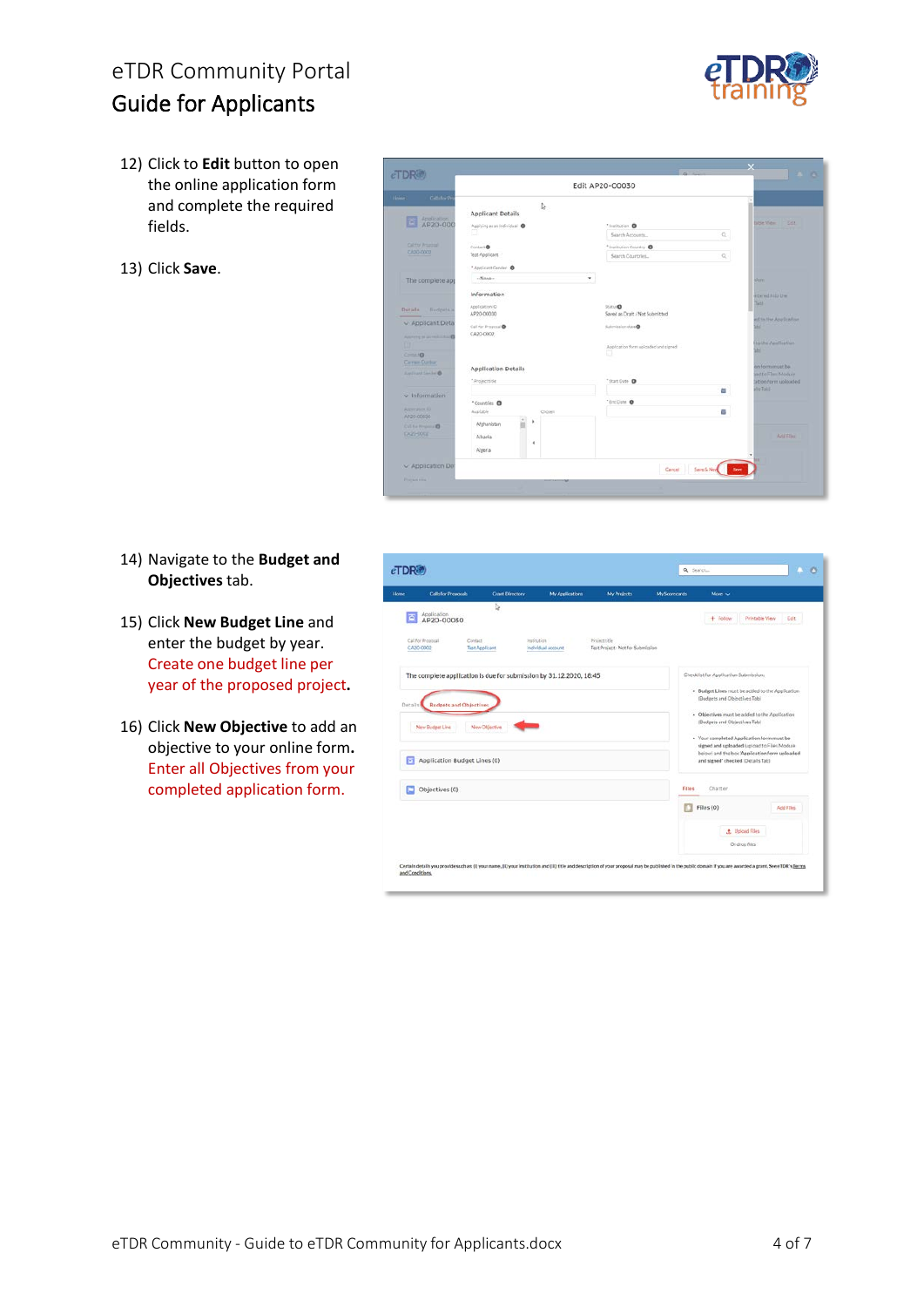12) Click to **Edit** button to open the online application form and complete the required fields.

13) Click **Save**.

14) Navigate to the **Budget and Objectives** tab.

15) Click **New Budget Line** and enter the budget by year. Create one budget line per year of the proposed project**.**

16) Click **New Objective** to add an objective to your online form**.** Enter all Objectives from your completed application form.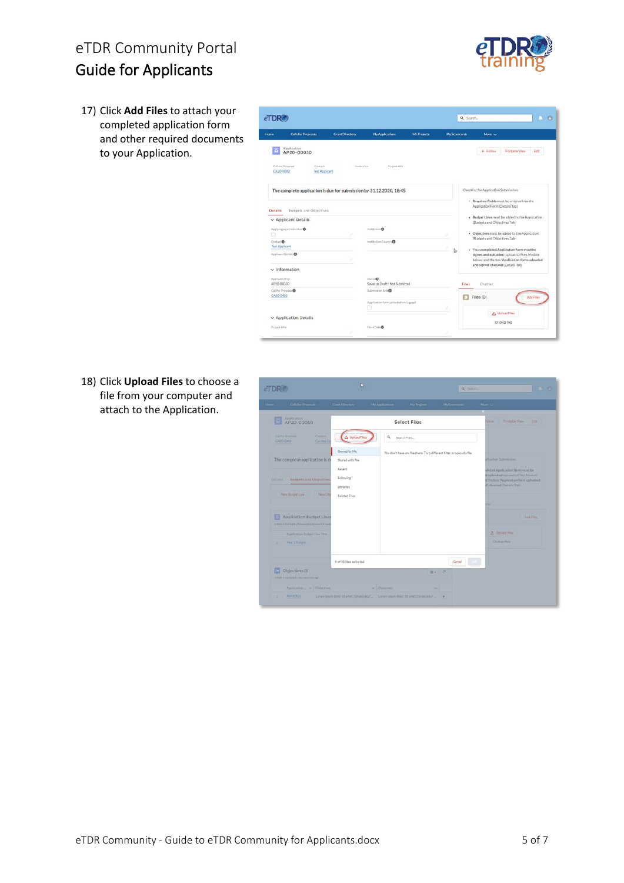17) Click **Add Files** to attach your completed application form and other required documents to your Application.

18) Click **Upload Files** to choose a file from your computer and attach to the Application.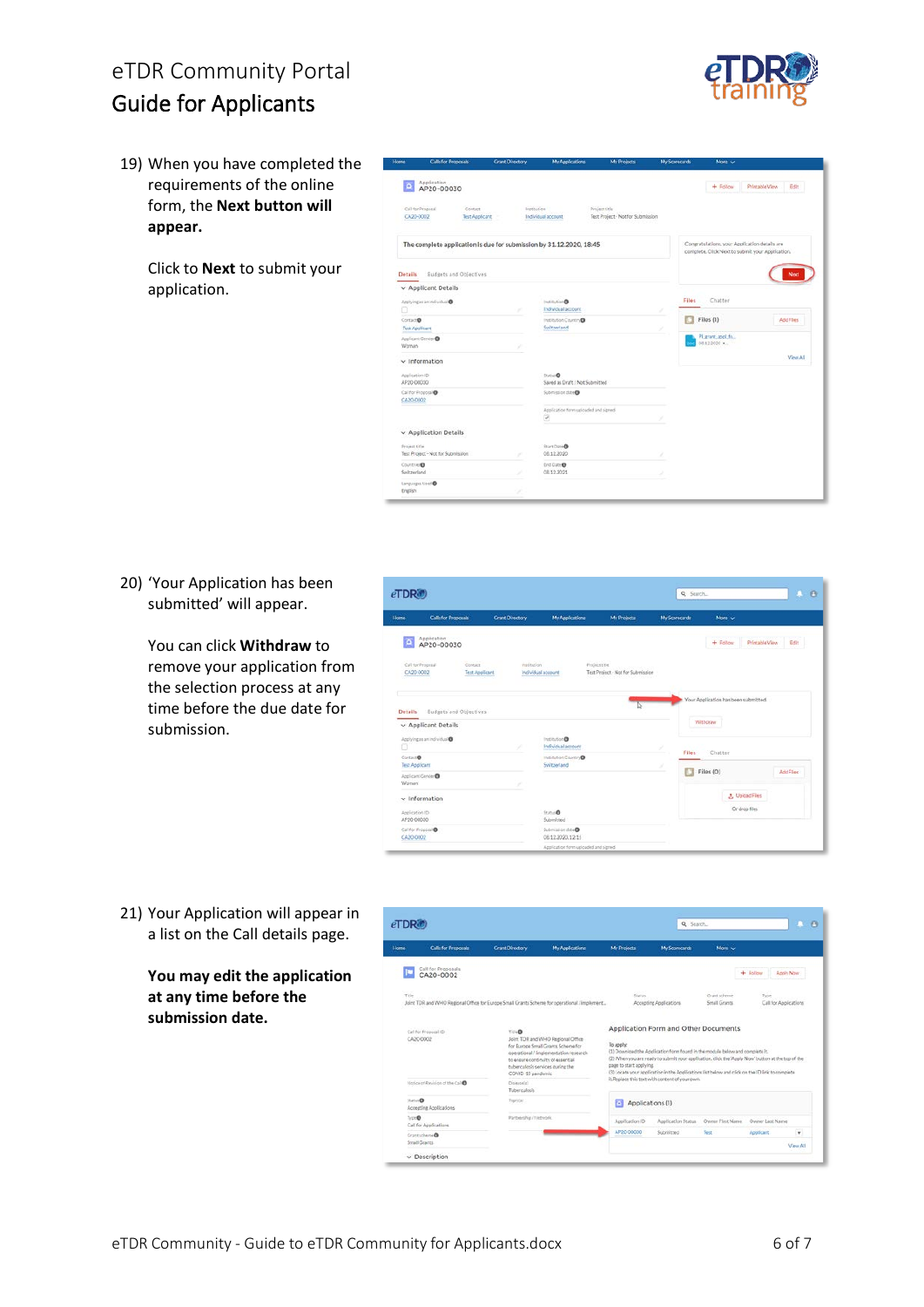19) When you have completed the requirements of the online form, the **Next button will appear.**

Click to **Next** to submit your application.

20) 'Your Application has been submitted' will appear.

You can click **Withdraw** to remove your application from the selection process at any time before the due date for submission.

21) Your Application will appear in a list on the Call details page.

**You may edit the application at any time before the submission date.**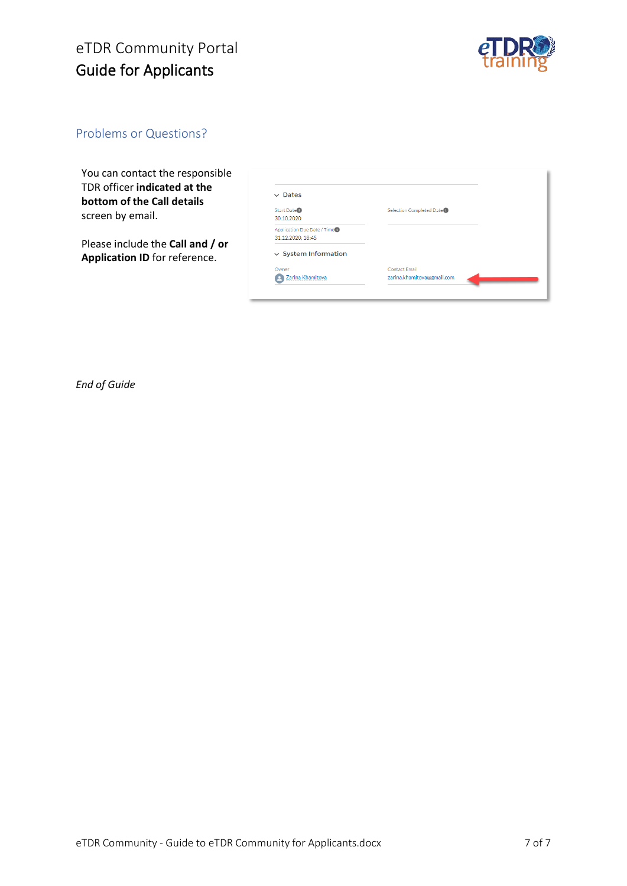## Problems or Questions?

You can contact the responsible TDR officer **indicated at the bottom of the Call details** screen by email.

Please include the **Call and / or Application ID** for reference.

Dates

Start Date
30.10.2020

Selection Completed Date

Application Due Date / Time
31.12.2020, 18:45

System Information

Owner
Zarina Khamitova

Contact Email
zarina.khamitova@gmail.com

*End of Guide*